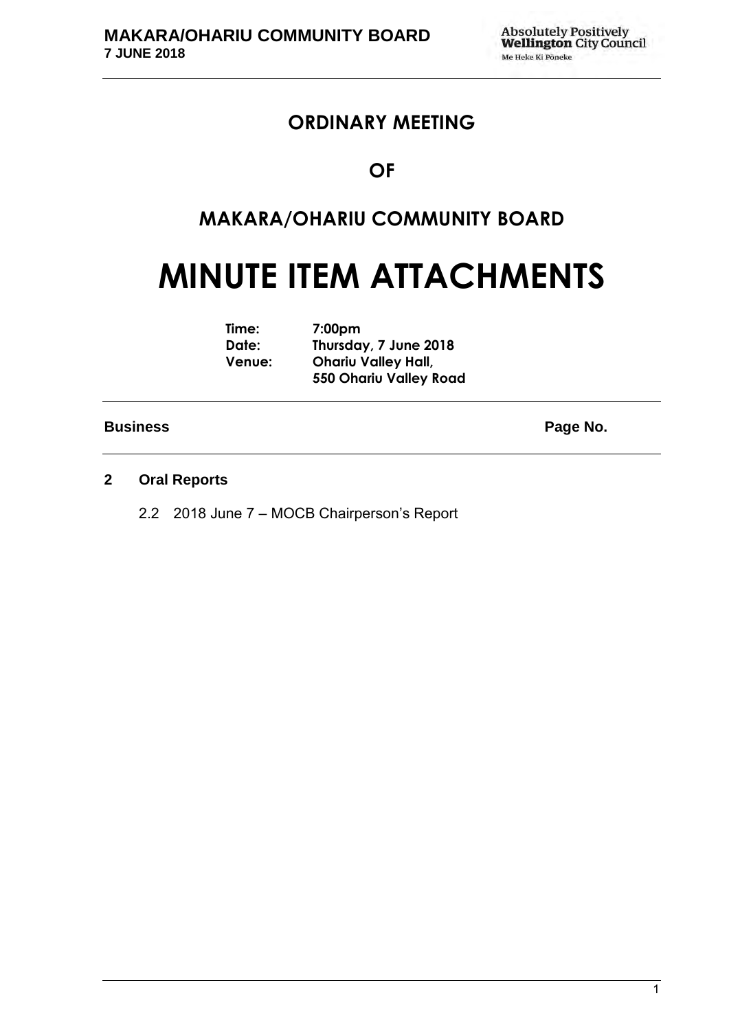# ORDINARY MEETING

# OF

# MAKARA/OHARIU COMMUNITY BOARD

# MINUTE ITEM ATTACHMENTS

**Time:** 7:00pm
**Date:** Thursday, 7 June 2018
**Venue:** Ohariu Valley Hall, 550 Ohariu Valley Road

| **Business** | **Page No.** |
|---|---|

**2 Oral Reports**

2.2 2018 June 7 – MOCB Chairperson's Report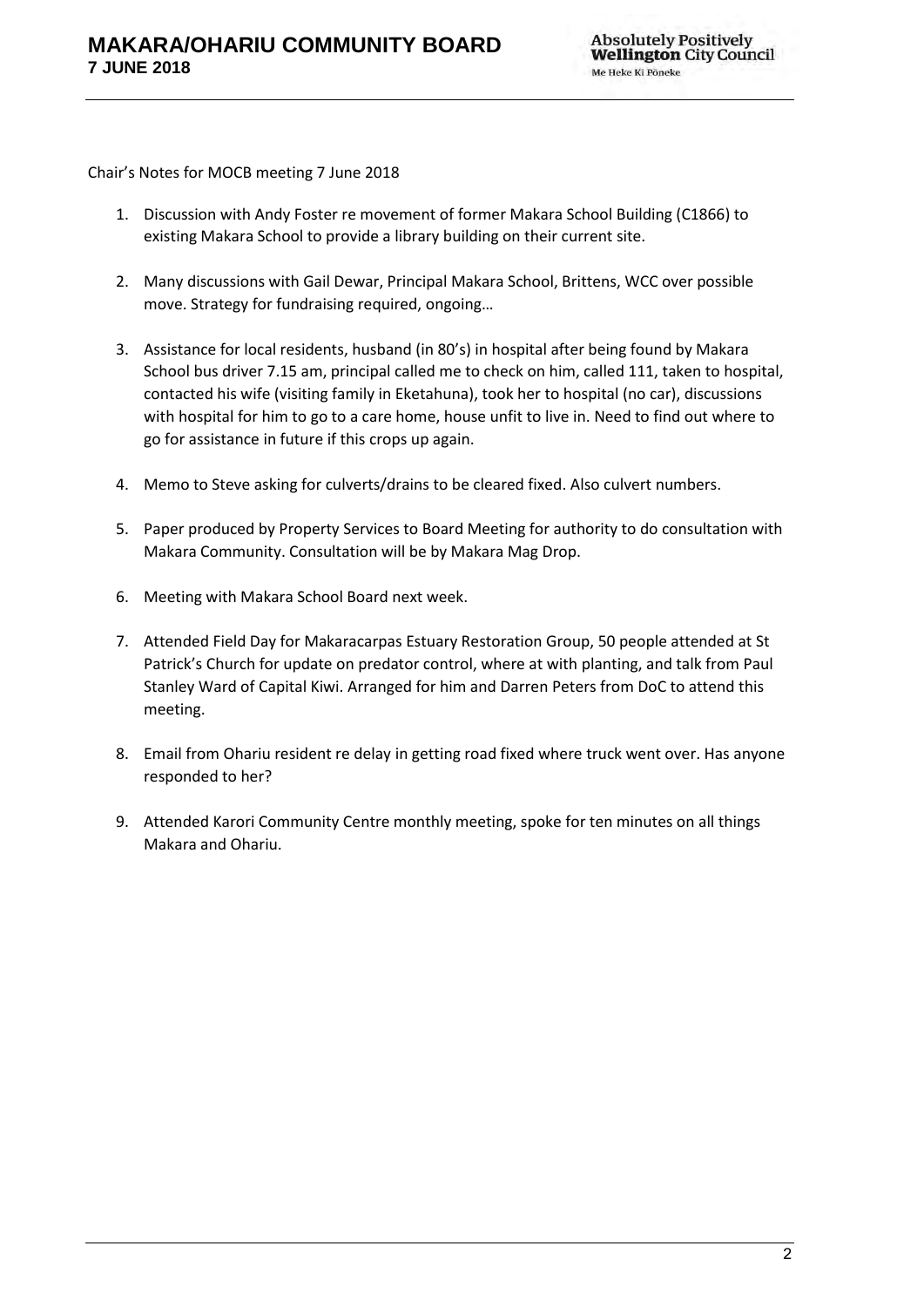Chair's Notes for MOCB meeting 7 June 2018

1. Discussion with Andy Foster re movement of former Makara School Building (C1866) to existing Makara School to provide a library building on their current site.

2. Many discussions with Gail Dewar, Principal Makara School, Brittens, WCC over possible move. Strategy for fundraising required, ongoing…

3. Assistance for local residents, husband (in 80's) in hospital after being found by Makara School bus driver 7.15 am, principal called me to check on him, called 111, taken to hospital, contacted his wife (visiting family in Eketahuna), took her to hospital (no car), discussions with hospital for him to go to a care home, house unfit to live in. Need to find out where to go for assistance in future if this crops up again.

4. Memo to Steve asking for culverts/drains to be cleared fixed. Also culvert numbers.

5. Paper produced by Property Services to Board Meeting for authority to do consultation with Makara Community. Consultation will be by Makara Mag Drop.

6. Meeting with Makara School Board next week.

7. Attended Field Day for Makaracarpas Estuary Restoration Group, 50 people attended at St Patrick's Church for update on predator control, where at with planting, and talk from Paul Stanley Ward of Capital Kiwi. Arranged for him and Darren Peters from DoC to attend this meeting.

8. Email from Ohariu resident re delay in getting road fixed where truck went over. Has anyone responded to her?

9. Attended Karori Community Centre monthly meeting, spoke for ten minutes on all things Makara and Ohariu.